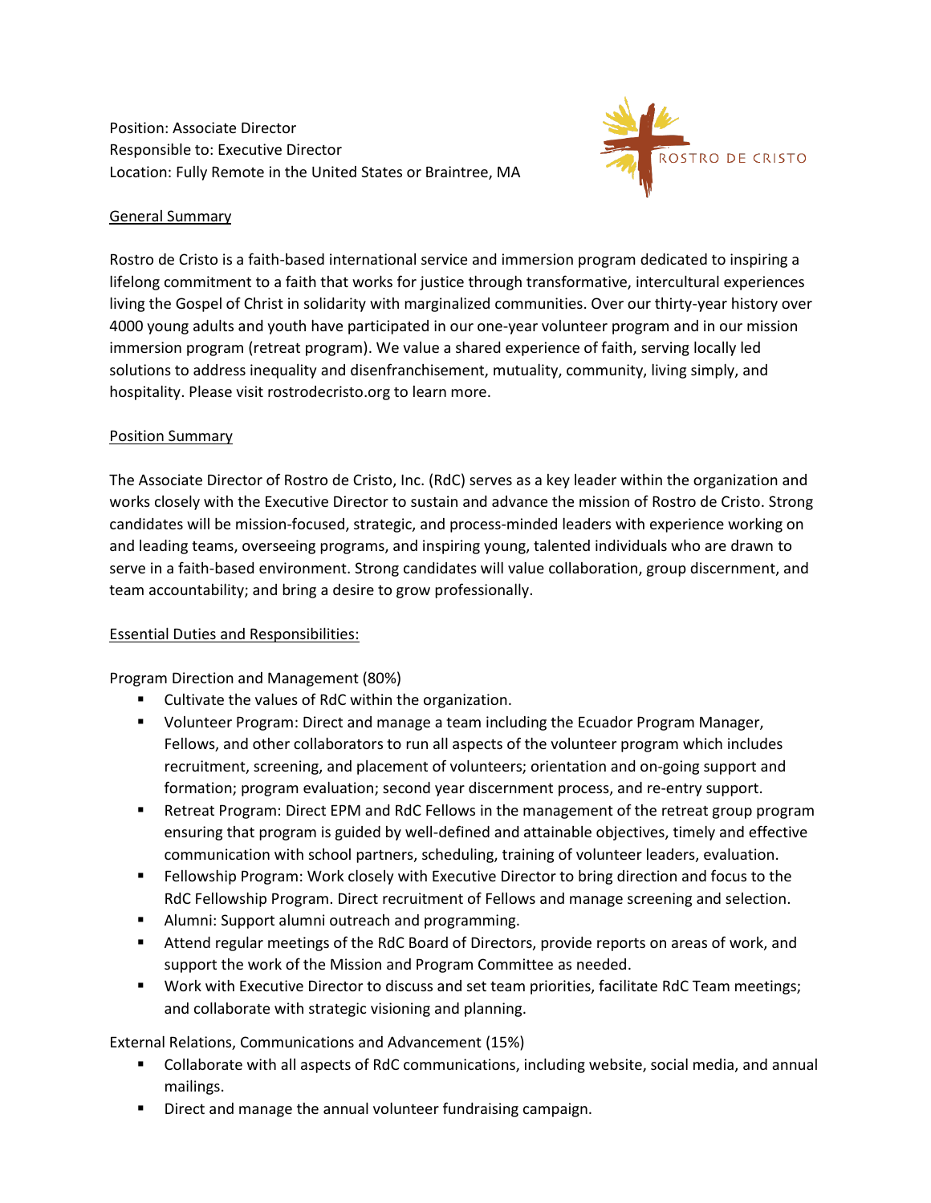Position: Associate Director
Responsible to: Executive Director
Location: Fully Remote in the United States or Braintree, MA

ROSTRO DE CRISTO

## General Summary

Rostro de Cristo is a faith-based international service and immersion program dedicated to inspiring a lifelong commitment to a faith that works for justice through transformative, intercultural experiences living the Gospel of Christ in solidarity with marginalized communities. Over our thirty-year history over 4000 young adults and youth have participated in our one-year volunteer program and in our mission immersion program (retreat program). We value a shared experience of faith, serving locally led solutions to address inequality and disenfranchisement, mutuality, community, living simply, and hospitality. Please visit rostrodecristo.org to learn more.

## Position Summary

The Associate Director of Rostro de Cristo, Inc. (RdC) serves as a key leader within the organization and works closely with the Executive Director to sustain and advance the mission of Rostro de Cristo. Strong candidates will be mission-focused, strategic, and process-minded leaders with experience working on and leading teams, overseeing programs, and inspiring young, talented individuals who are drawn to serve in a faith-based environment. Strong candidates will value collaboration, group discernment, and team accountability; and bring a desire to grow professionally.

## Essential Duties and Responsibilities:

Program Direction and Management (80%)

- Cultivate the values of RdC within the organization.
- Volunteer Program: Direct and manage a team including the Ecuador Program Manager, Fellows, and other collaborators to run all aspects of the volunteer program which includes recruitment, screening, and placement of volunteers; orientation and on-going support and formation; program evaluation; second year discernment process, and re-entry support.
- Retreat Program: Direct EPM and RdC Fellows in the management of the retreat group program ensuring that program is guided by well-defined and attainable objectives, timely and effective communication with school partners, scheduling, training of volunteer leaders, evaluation.
- Fellowship Program: Work closely with Executive Director to bring direction and focus to the RdC Fellowship Program. Direct recruitment of Fellows and manage screening and selection.
- Alumni: Support alumni outreach and programming.
- Attend regular meetings of the RdC Board of Directors, provide reports on areas of work, and support the work of the Mission and Program Committee as needed.
- Work with Executive Director to discuss and set team priorities, facilitate RdC Team meetings; and collaborate with strategic visioning and planning.

External Relations, Communications and Advancement (15%)

- Collaborate with all aspects of RdC communications, including website, social media, and annual mailings.
- Direct and manage the annual volunteer fundraising campaign.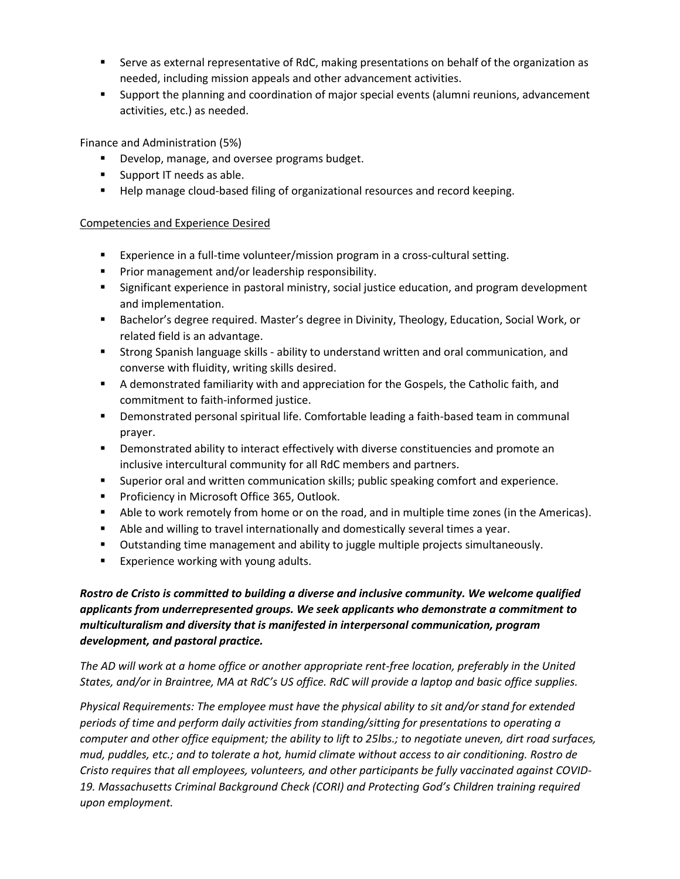- Serve as external representative of RdC, making presentations on behalf of the organization as needed, including mission appeals and other advancement activities.
- Support the planning and coordination of major special events (alumni reunions, advancement activities, etc.) as needed.

Finance and Administration (5%)

- Develop, manage, and oversee programs budget.
- Support IT needs as able.
- Help manage cloud-based filing of organizational resources and record keeping.

Competencies and Experience Desired

- Experience in a full-time volunteer/mission program in a cross-cultural setting.
- Prior management and/or leadership responsibility.
- Significant experience in pastoral ministry, social justice education, and program development and implementation.
- Bachelor's degree required. Master's degree in Divinity, Theology, Education, Social Work, or related field is an advantage.
- Strong Spanish language skills - ability to understand written and oral communication, and converse with fluidity, writing skills desired.
- A demonstrated familiarity with and appreciation for the Gospels, the Catholic faith, and commitment to faith-informed justice.
- Demonstrated personal spiritual life. Comfortable leading a faith-based team in communal prayer.
- Demonstrated ability to interact effectively with diverse constituencies and promote an inclusive intercultural community for all RdC members and partners.
- Superior oral and written communication skills; public speaking comfort and experience.
- Proficiency in Microsoft Office 365, Outlook.
- Able to work remotely from home or on the road, and in multiple time zones (in the Americas).
- Able and willing to travel internationally and domestically several times a year.
- Outstanding time management and ability to juggle multiple projects simultaneously.
- Experience working with young adults.

***Rostro de Cristo is committed to building a diverse and inclusive community. We welcome qualified applicants from underrepresented groups. We seek applicants who demonstrate a commitment to multiculturalism and diversity that is manifested in interpersonal communication, program development, and pastoral practice.***

*The AD will work at a home office or another appropriate rent-free location, preferably in the United States, and/or in Braintree, MA at RdC's US office. RdC will provide a laptop and basic office supplies.*

*Physical Requirements: The employee must have the physical ability to sit and/or stand for extended periods of time and perform daily activities from standing/sitting for presentations to operating a computer and other office equipment; the ability to lift to 25lbs.; to negotiate uneven, dirt road surfaces, mud, puddles, etc.; and to tolerate a hot, humid climate without access to air conditioning. Rostro de Cristo requires that all employees, volunteers, and other participants be fully vaccinated against COVID-19. Massachusetts Criminal Background Check (CORI) and Protecting God's Children training required upon employment.*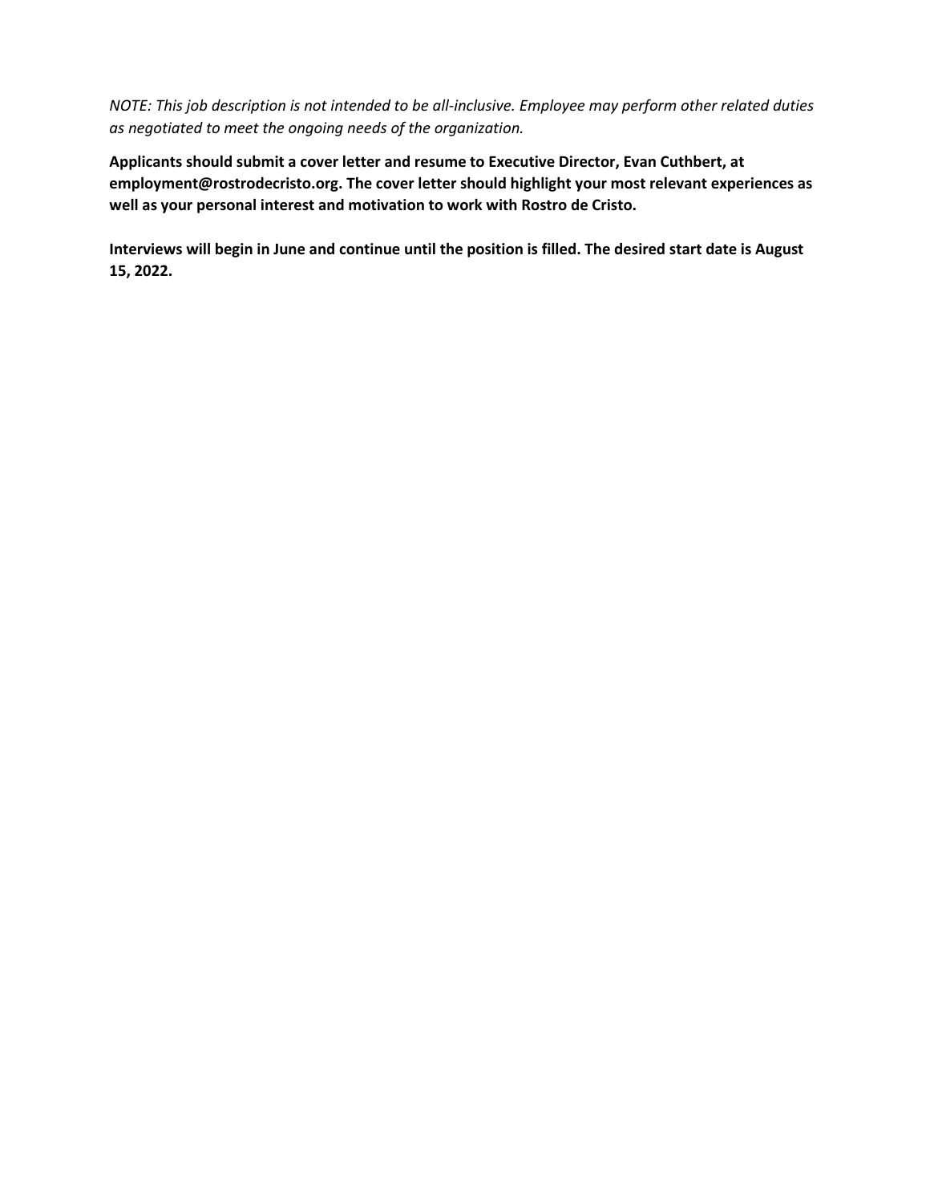*NOTE: This job description is not intended to be all-inclusive. Employee may perform other related duties as negotiated to meet the ongoing needs of the organization.*

**Applicants should submit a cover letter and resume to Executive Director, Evan Cuthbert, at employment@rostrodecristo.org. The cover letter should highlight your most relevant experiences as well as your personal interest and motivation to work with Rostro de Cristo.**

**Interviews will begin in June and continue until the position is filled. The desired start date is August 15, 2022.**